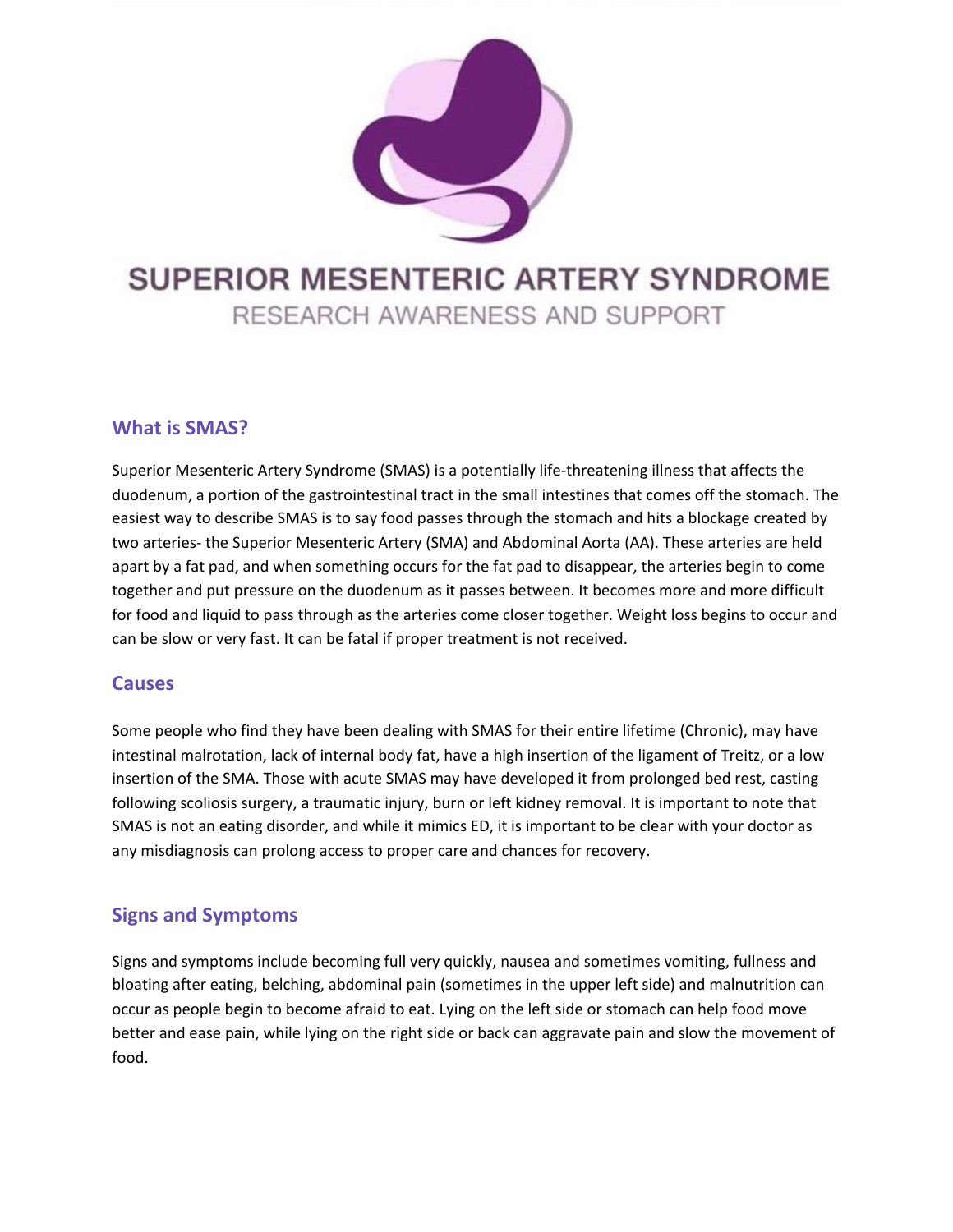# SUPERIOR MESENTERIC ARTERY SYNDROME

RESEARCH AWARENESS AND SUPPORT

## What is SMAS?

Superior Mesenteric Artery Syndrome (SMAS) is a potentially life-threatening illness that affects the duodenum, a portion of the gastrointestinal tract in the small intestines that comes off the stomach. The easiest way to describe SMAS is to say food passes through the stomach and hits a blockage created by two arteries- the Superior Mesenteric Artery (SMA) and Abdominal Aorta (AA). These arteries are held apart by a fat pad, and when something occurs for the fat pad to disappear, the arteries begin to come together and put pressure on the duodenum as it passes between. It becomes more and more difficult for food and liquid to pass through as the arteries come closer together. Weight loss begins to occur and can be slow or very fast. It can be fatal if proper treatment is not received.

## Causes

Some people who find they have been dealing with SMAS for their entire lifetime (Chronic), may have intestinal malrotation, lack of internal body fat, have a high insertion of the ligament of Treitz, or a low insertion of the SMA. Those with acute SMAS may have developed it from prolonged bed rest, casting following scoliosis surgery, a traumatic injury, burn or left kidney removal. It is important to note that SMAS is not an eating disorder, and while it mimics ED, it is important to be clear with your doctor as any misdiagnosis can prolong access to proper care and chances for recovery.

## Signs and Symptoms

Signs and symptoms include becoming full very quickly, nausea and sometimes vomiting, fullness and bloating after eating, belching, abdominal pain (sometimes in the upper left side) and malnutrition can occur as people begin to become afraid to eat. Lying on the left side or stomach can help food move better and ease pain, while lying on the right side or back can aggravate pain and slow the movement of food.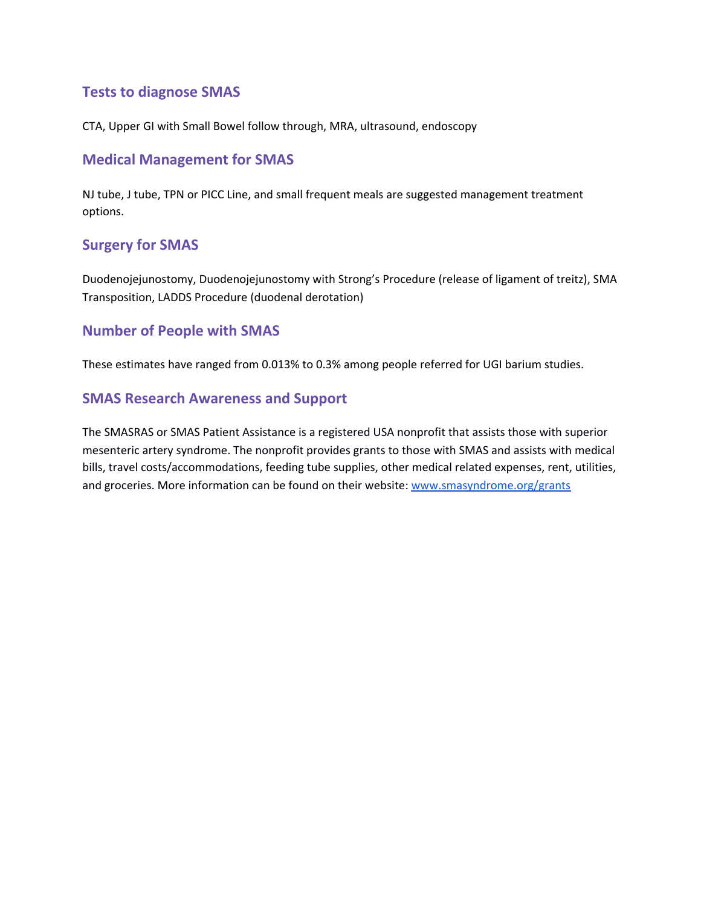## Tests to diagnose SMAS

CTA, Upper GI with Small Bowel follow through, MRA, ultrasound, endoscopy

## Medical Management for SMAS

NJ tube, J tube, TPN or PICC Line, and small frequent meals are suggested management treatment options.

## Surgery for SMAS

Duodenojejunostomy, Duodenojejunostomy with Strong's Procedure (release of ligament of treitz), SMA Transposition, LADDS Procedure (duodenal derotation)

## Number of People with SMAS

These estimates have ranged from 0.013% to 0.3% among people referred for UGI barium studies.

## SMAS Research Awareness and Support

The SMASRAS or SMAS Patient Assistance is a registered USA nonprofit that assists those with superior mesenteric artery syndrome. The nonprofit provides grants to those with SMAS and assists with medical bills, travel costs/accommodations, feeding tube supplies, other medical related expenses, rent, utilities, and groceries. More information can be found on their website: [www.smasyndrome.org/grants](http://www.smasyndrome.org/grants)